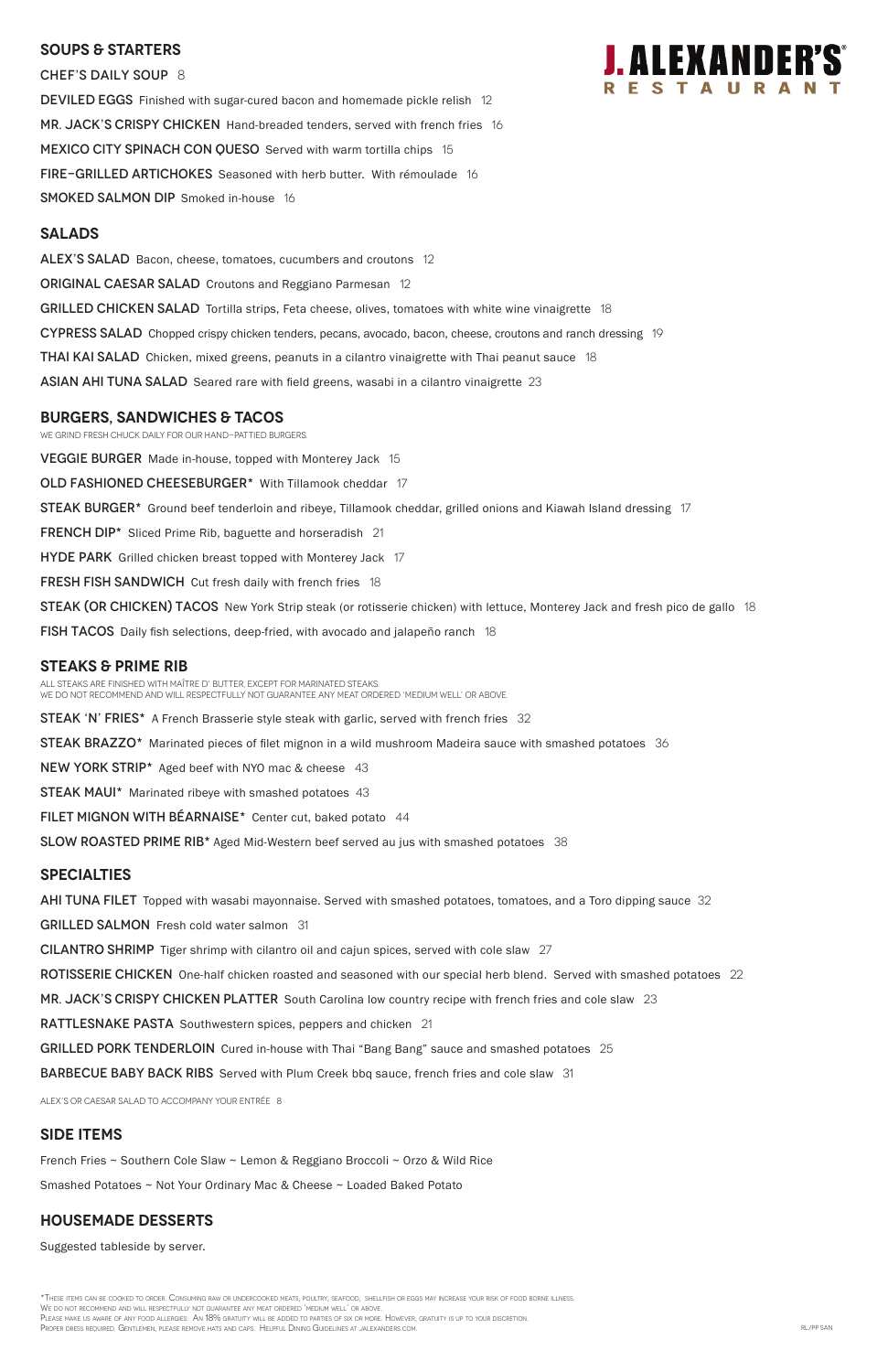# J. ALEXANDER'S RESTAURANT

## SOUPS & STARTERS

**CHEF'S DAILY SOUP** 8

**DEVILED EGGS** Finished with sugar-cured bacon and homemade pickle relish 12

**MR. JACK'S CRISPY CHICKEN** Hand-breaded tenders, served with french fries 16

**MEXICO CITY SPINACH CON QUESO** Served with warm tortilla chips 15

**FIRE-GRILLED ARTICHOKES** Seasoned with herb butter. With rémoulade 16

**SMOKED SALMON DIP** Smoked in-house 16

## SALADS

**ALEX'S SALAD** Bacon, cheese, tomatoes, cucumbers and croutons 12

**ORIGINAL CAESAR SALAD** Croutons and Reggiano Parmesan 12

**GRILLED CHICKEN SALAD** Tortilla strips, Feta cheese, olives, tomatoes with white wine vinaigrette 18

**CYPRESS SALAD** Chopped crispy chicken tenders, pecans, avocado, bacon, cheese, croutons and ranch dressing 19

**THAI KAI SALAD** Chicken, mixed greens, peanuts in a cilantro vinaigrette with Thai peanut sauce 18

**ASIAN AHI TUNA SALAD** Seared rare with field greens, wasabi in a cilantro vinaigrette 23

## BURGERS, SANDWICHES & TACOS

WE GRIND FRESH CHUCK DAILY FOR OUR HAND-PATTIED BURGERS.

**VEGGIE BURGER** Made in-house, topped with Monterey Jack 15

**OLD FASHIONED CHEESEBURGER*** With Tillamook cheddar 17

**STEAK BURGER*** Ground beef tenderloin and ribeye, Tillamook cheddar, grilled onions and Kiawah Island dressing 17

**FRENCH DIP*** Sliced Prime Rib, baguette and horseradish 21

**HYDE PARK** Grilled chicken breast topped with Monterey Jack 17

**FRESH FISH SANDWICH** Cut fresh daily with french fries 18

**STEAK (OR CHICKEN) TACOS** New York Strip steak (or rotisserie chicken) with lettuce, Monterey Jack and fresh pico de gallo 18

**FISH TACOS** Daily fish selections, deep-fried, with avocado and jalapeño ranch 18

## STEAKS & PRIME RIB

ALL STEAKS ARE FINISHED WITH MAÎTRE D' BUTTER, EXCEPT FOR MARINATED STEAKS.
WE DO NOT RECOMMEND AND WILL RESPECTFULLY NOT GUARANTEE ANY MEAT ORDERED 'MEDIUM WELL' OR ABOVE.

**STEAK 'N' FRIES*** A French Brasserie style steak with garlic, served with french fries 32

**STEAK BRAZZO*** Marinated pieces of filet mignon in a wild mushroom Madeira sauce with smashed potatoes 36

**NEW YORK STRIP*** Aged beef with NYO mac & cheese 43

**STEAK MAUI*** Marinated ribeye with smashed potatoes 43

**FILET MIGNON WITH BÉARNAISE*** Center cut, baked potato 44

**SLOW ROASTED PRIME RIB*** Aged Mid-Western beef served au jus with smashed potatoes 38

## SPECIALTIES

**AHI TUNA FILET** Topped with wasabi mayonnaise. Served with smashed potatoes, tomatoes, and a Toro dipping sauce 32

**GRILLED SALMON** Fresh cold water salmon 31

**CILANTRO SHRIMP** Tiger shrimp with cilantro oil and cajun spices, served with cole slaw 27

**ROTISSERIE CHICKEN** One-half chicken roasted and seasoned with our special herb blend. Served with smashed potatoes 22

**MR. JACK'S CRISPY CHICKEN PLATTER** South Carolina low country recipe with french fries and cole slaw 23

**RATTLESNAKE PASTA** Southwestern spices, peppers and chicken 21

**GRILLED PORK TENDERLOIN** Cured in-house with Thai "Bang Bang" sauce and smashed potatoes 25

**BARBECUE BABY BACK RIBS** Served with Plum Creek bbq sauce, french fries and cole slaw 31

ALEX'S OR CAESAR SALAD TO ACCOMPANY YOUR ENTRÉE 8

## SIDE ITEMS

French Fries ~ Southern Cole Slaw ~ Lemon & Reggiano Broccoli ~ Orzo & Wild Rice

Smashed Potatoes ~ Not Your Ordinary Mac & Cheese ~ Loaded Baked Potato

## HOUSEMADE DESSERTS

Suggested tableside by server.

*These items can be cooked to order. Consuming raw or undercooked meats, poultry, seafood, shellfish or eggs may increase your risk of food borne illness.
We do not recommend and will respectfully not guarantee any meat ordered 'medium well' or above.
Please make us aware of any food allergies. An 18% gratuity will be added to parties of six or more. However, gratuity is up to your discretion.
Proper dress required. Gentlemen, please remove hats and caps. Helpful Dining Guidelines at jalexanders.com.

RL/PP SAN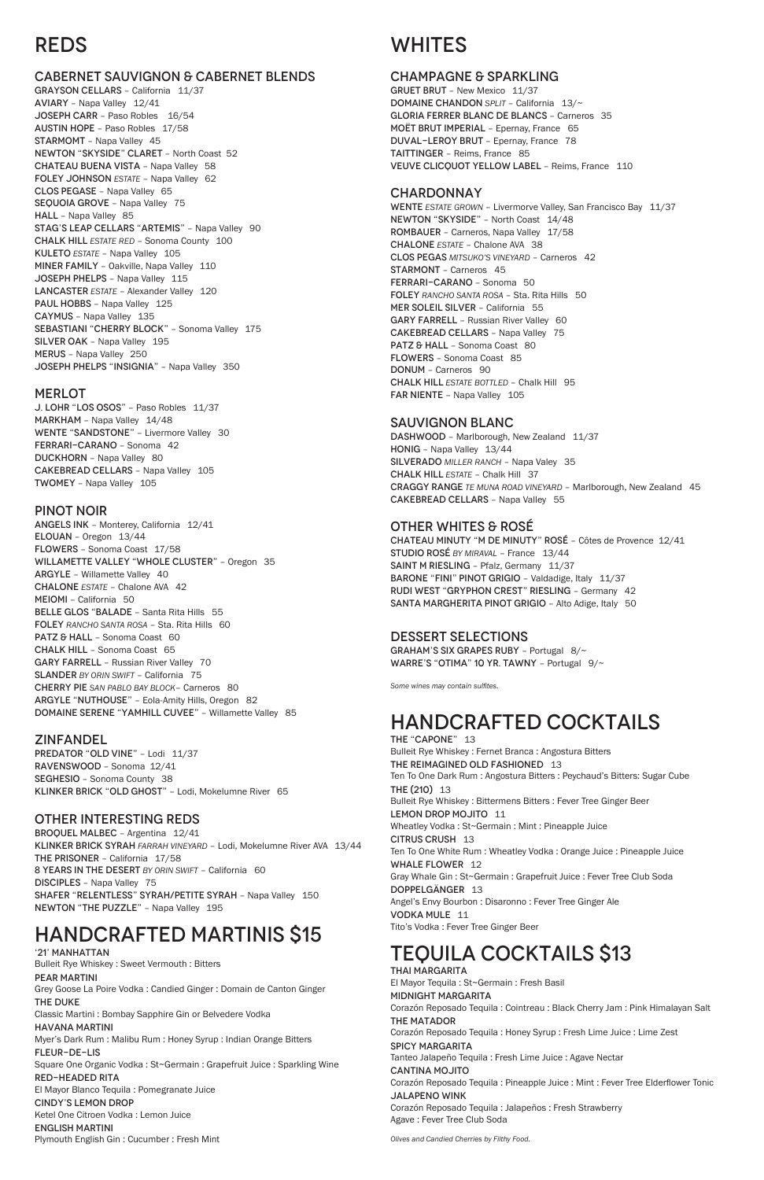# REDS

## CABERNET SAUVIGNON & CABERNET BLENDS

GRAYSON CELLARS – California 11/37
AVIARY – Napa Valley 12/41
JOSEPH CARR – Paso Robles 16/54
AUSTIN HOPE – Paso Robles 17/58
STARMOMT – Napa Valley 45
NEWTON "SKYSIDE" CLARET – North Coast 52
CHATEAU BUENA VISTA – Napa Valley 58
FOLEY JOHNSON *ESTATE* – Napa Valley 62
CLOS PEGASE – Napa Valley 65
SEQUOIA GROVE – Napa Valley 75
HALL – Napa Valley 85
STAG'S LEAP CELLARS "ARTEMIS" – Napa Valley 90
CHALK HILL *ESTATE RED* – Sonoma County 100
KULETO *ESTATE* – Napa Valley 105
MINER FAMILY – Oakville, Napa Valley 110
JOSEPH PHELPS – Napa Valley 115
LANCASTER *ESTATE* – Alexander Valley 120
PAUL HOBBS – Napa Valley 125
CAYMUS – Napa Valley 135
SEBASTIANI "CHERRY BLOCK" – Sonoma Valley 175
SILVER OAK – Napa Valley 195
MERUS – Napa Valley 250
JOSEPH PHELPS "INSIGNIA" – Napa Valley 350

## MERLOT

J. LOHR "LOS OSOS" – Paso Robles 11/37
MARKHAM – Napa Valley 14/48
WENTE "SANDSTONE" – Livermore Valley 30
FERRARI–CARANO – Sonoma 42
DUCKHORN – Napa Valley 80
CAKEBREAD CELLARS – Napa Valley 105
TWOMEY – Napa Valley 105

## PINOT NOIR

ANGELS INK – Monterey, California 12/41
ELOUAN – Oregon 13/44
FLOWERS – Sonoma Coast 17/58
WILLAMETTE VALLEY "WHOLE CLUSTER" – Oregon 35
ARGYLE – Willamette Valley 40
CHALONE *ESTATE* – Chalone AVA 42
MEIOMI – California 50
BELLE GLOS "BALADE – Santa Rita Hills 55
FOLEY *RANCHO SANTA ROSA* – Sta. Rita Hills 60
PATZ & HALL – Sonoma Coast 60
CHALK HILL – Sonoma Coast 65
GARY FARRELL – Russian River Valley 70
SLANDER *BY ORIN SWIFT* – California 75
CHERRY PIE *SAN PABLO BAY BLOCK* – Carneros 80
ARGYLE "NUTHOUSE" – Eola-Amity Hills, Oregon 82
DOMAINE SERENE "YAMHILL CUVEE" – Willamette Valley 85

## ZINFANDEL

PREDATOR "OLD VINE" – Lodi 11/37
RAVENSWOOD – Sonoma 12/41
SEGHESIO – Sonoma County 38
KLINKER BRICK "OLD GHOST" – Lodi, Mokelumne River 65

## OTHER INTERESTING REDS

BROQUEL MALBEC – Argentina 12/41
KLINKER BRICK SYRAH *FARRAH VINEYARD* – Lodi, Mokelumne River AVA 13/44
THE PRISONER – California 17/58
8 YEARS IN THE DESERT *BY ORIN SWIFT* – California 60
DISCIPLES – Napa Valley 75
SHAFER "RELENTLESS" SYRAH/PETITE SYRAH – Napa Valley 150
NEWTON "THE PUZZLE" – Napa Valley 195

# HANDCRAFTED MARTINIS $15

'21' MANHATTAN
Bulleit Rye Whiskey : Sweet Vermouth : Bitters
PEAR MARTINI
Grey Goose La Poire Vodka : Candied Ginger : Domain de Canton Ginger
THE DUKE
Classic Martini : Bombay Sapphire Gin or Belvedere Vodka
HAVANA MARTINI
Myer's Dark Rum : Malibu Rum : Honey Syrup : Indian Orange Bitters
FLEUR–DE–LIS
Square One Organic Vodka : St~Germain : Grapefruit Juice : Sparkling Wine
RED–HEADED RITA
El Mayor Blanco Tequila : Pomegranate Juice
CINDY'S LEMON DROP
Ketel One Citroen Vodka : Lemon Juice
ENGLISH MARTINI
Plymouth English Gin : Cucumber : Fresh Mint

# WHITES

## CHAMPAGNE & SPARKLING

GRUET BRUT – New Mexico 11/37
DOMAINE CHANDON *SPLIT* – California 13/~
GLORIA FERRER BLANC DE BLANCS – Carneros 35
MOËT BRUT IMPERIAL – Epernay, France 65
DUVAL–LEROY BRUT – Epernay, France 78
TAITTINGER – Reims, France 85
VEUVE CLICQUOT YELLOW LABEL – Reims, France 110

## CHARDONNAY

WENTE *ESTATE GROWN* – Livermorve Valley, San Francisco Bay 11/37
NEWTON "SKYSIDE" – North Coast 14/48
ROMBAUER – Carneros, Napa Valley 17/58
CHALONE *ESTATE* – Chalone AVA 38
CLOS PEGAS *MITSUKO'S VINEYARD* – Carneros 42
STARMONT – Carneros 45
FERRARI–CARANO – Sonoma 50
FOLEY *RANCHO SANTA ROSA* – Sta. Rita Hills 50
MER SOLEIL SILVER – California 55
GARY FARRELL – Russian River Valley 60
CAKEBREAD CELLARS – Napa Valley 75
PATZ & HALL – Sonoma Coast 80
FLOWERS – Sonoma Coast 85
DONUM – Carneros 90
CHALK HILL *ESTATE BOTTLED* – Chalk Hill 95
FAR NIENTE – Napa Valley 105

## SAUVIGNON BLANC

DASHWOOD – Marlborough, New Zealand 11/37
HONIG – Napa Valley 13/44
SILVERADO *MILLER RANCH* – Napa Valey 35
CHALK HILL *ESTATE* – Chalk Hill 37
CRAGGY RANGE *TE MUNA ROAD VINEYARD* – Marlborough, New Zealand 45
CAKEBREAD CELLARS – Napa Valley 55

## OTHER WHITES & ROSÉ

CHATEAU MINUTY "M DE MINUTY" ROSÉ – Côtes de Provence 12/41
STUDIO ROSÉ *BY MIRAVAL* – France 13/44
SAINT M RIESLING – Pfalz, Germany 11/37
BARONE "FINI" PINOT GRIGIO – Valdadige, Italy 11/37
RUDI WEST "GRYPHON CREST" RIESLING – Germany 42
SANTA MARGHERITA PINOT GRIGIO – Alto Adige, Italy 50

## DESSERT SELECTIONS

GRAHAM'S SIX GRAPES RUBY – Portugal 8/~
WARRE'S "OTIMA" 10 YR. TAWNY – Portugal 9/~

*Some wines may contain sulfites.*

# HANDCRAFTED COCKTAILS

THE "CAPONE" 13
Bulleit Rye Whiskey : Fernet Branca : Angostura Bitters
THE REIMAGINED OLD FASHIONED 13
Ten To One Dark Rum : Angostura Bitters : Peychaud's Bitters: Sugar Cube
THE (210) 13
Bulleit Rye Whiskey : Bittermens Bitters : Fever Tree Ginger Beer
LEMON DROP MOJITO 11
Wheatley Vodka : St~Germain : Mint : Pineapple Juice
CITRUS CRUSH 13
Ten To One White Rum : Wheatley Vodka : Orange Juice : Pineapple Juice
WHALE FLOWER 12
Gray Whale Gin : St~Germain : Grapefruit Juice : Fever Tree Club Soda
DOPPELGÄNGER 13
Angel's Envy Bourbon : Disaronno : Fever Tree Ginger Ale
VODKA MULE 11
Tito's Vodka : Fever Tree Ginger Beer

# TEQUILA COCKTAILS $13

THAI MARGARITA
El Mayor Tequila : St~Germain : Fresh Basil
MIDNIGHT MARGARITA
Corazón Reposado Tequila : Cointreau : Black Cherry Jam : Pink Himalayan Salt
THE MATADOR
Corazón Reposado Tequila : Honey Syrup : Fresh Lime Juice : Lime Zest
SPICY MARGARITA
Tanteo Jalapeño Tequila : Fresh Lime Juice : Agave Nectar
CANTINA MOJITO
Corazón Reposado Tequila : Pineapple Juice : Mint : Fever Tree Elderflower Tonic
JALAPENO WINK
Corazón Reposado Tequila : Jalapeños : Fresh Strawberry
Agave : Fever Tree Club Soda

*Olives and Candied Cherries by Filthy Food.*